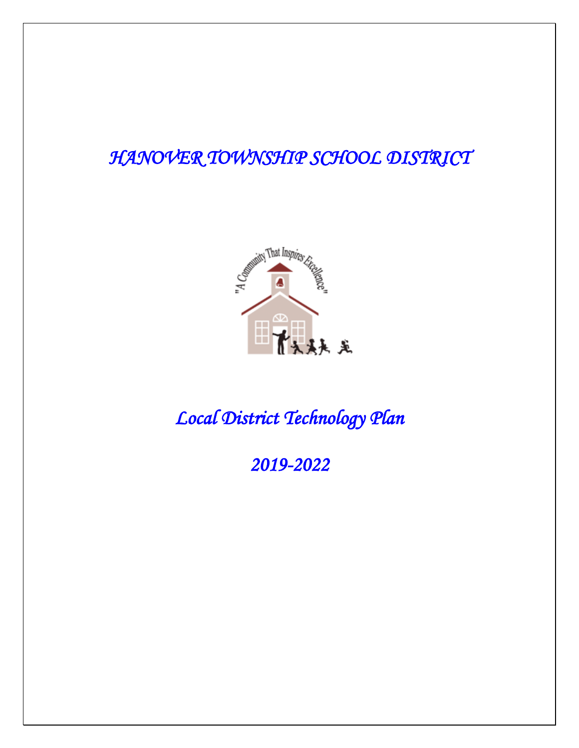# *HANOVER TOWNSHIP SCHOOL DISTRICT*

"A Community That Inspires Excellence"

## *Local District Technology Plan*

## *2019-2022*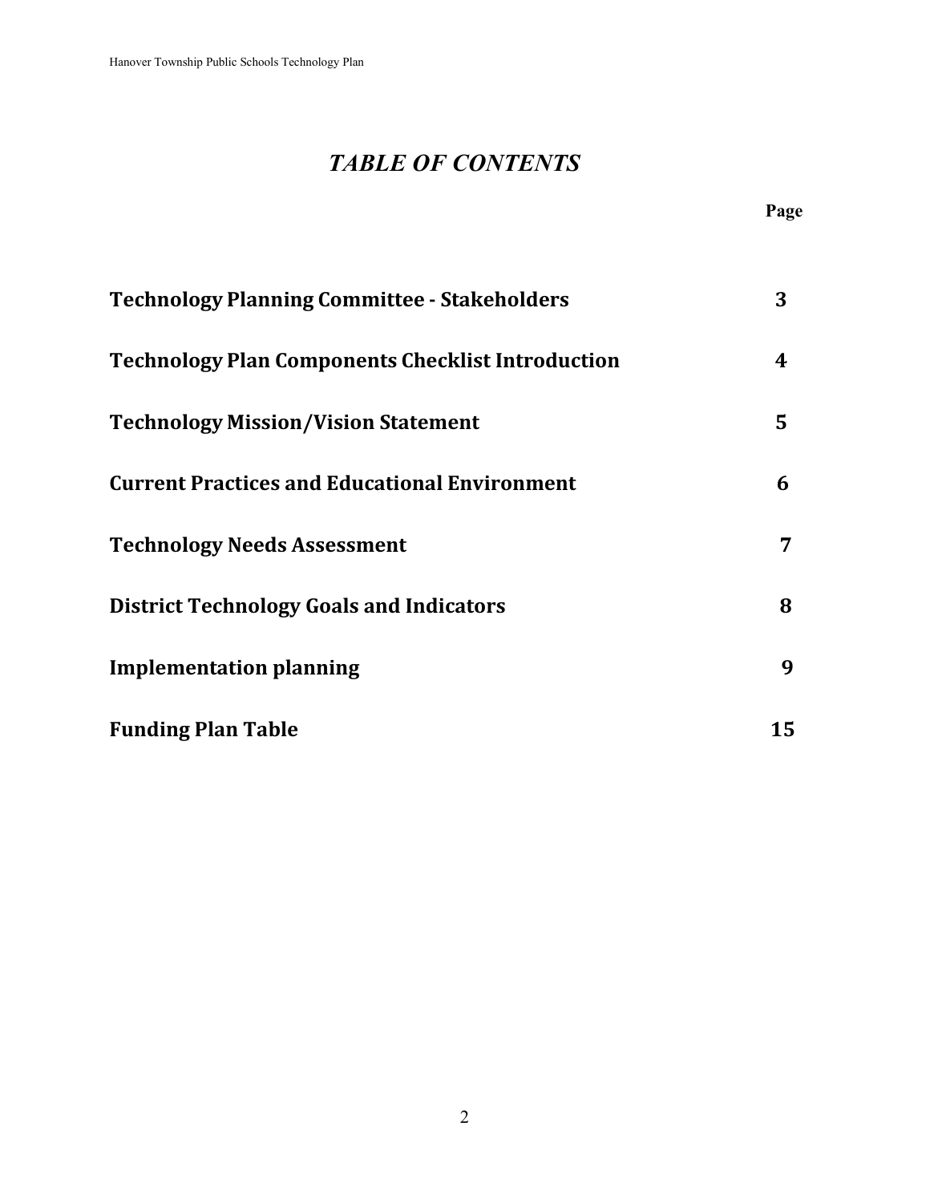# *TABLE OF CONTENTS*

| | Page |
|---|---|
| **Technology Planning Committee - Stakeholders** | **3** |
| **Technology Plan Components Checklist Introduction** | **4** |
| **Technology Mission/Vision Statement** | **5** |
| **Current Practices and Educational Environment** | **6** |
| **Technology Needs Assessment** | **7** |
| **District Technology Goals and Indicators** | **8** |
| **Implementation planning** | **9** |
| **Funding Plan Table** | **15** |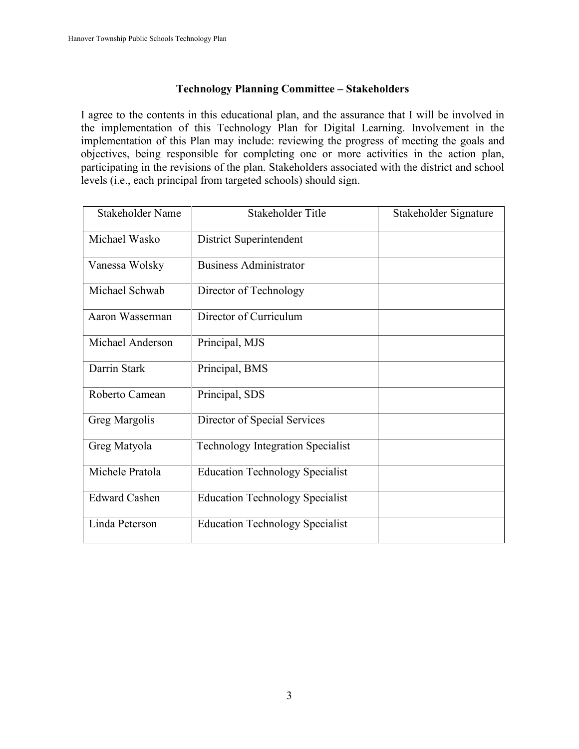## Technology Planning Committee – Stakeholders

I agree to the contents in this educational plan, and the assurance that I will be involved in the implementation of this Technology Plan for Digital Learning. Involvement in the implementation of this Plan may include: reviewing the progress of meeting the goals and objectives, being responsible for completing one or more activities in the action plan, participating in the revisions of the plan. Stakeholders associated with the district and school levels (i.e., each principal from targeted schools) should sign.

| Stakeholder Name | Stakeholder Title | Stakeholder Signature |
| --- | --- | --- |
| Michael Wasko | District Superintendent | |
| Vanessa Wolsky | Business Administrator | |
| Michael Schwab | Director of Technology | |
| Aaron Wasserman | Director of Curriculum | |
| Michael Anderson | Principal, MJS | |
| Darrin Stark | Principal, BMS | |
| Roberto Camean | Principal, SDS | |
| Greg Margolis | Director of Special Services | |
| Greg Matyola | Technology Integration Specialist | |
| Michele Pratola | Education Technology Specialist | |
| Edward Cashen | Education Technology Specialist | |
| Linda Peterson | Education Technology Specialist | |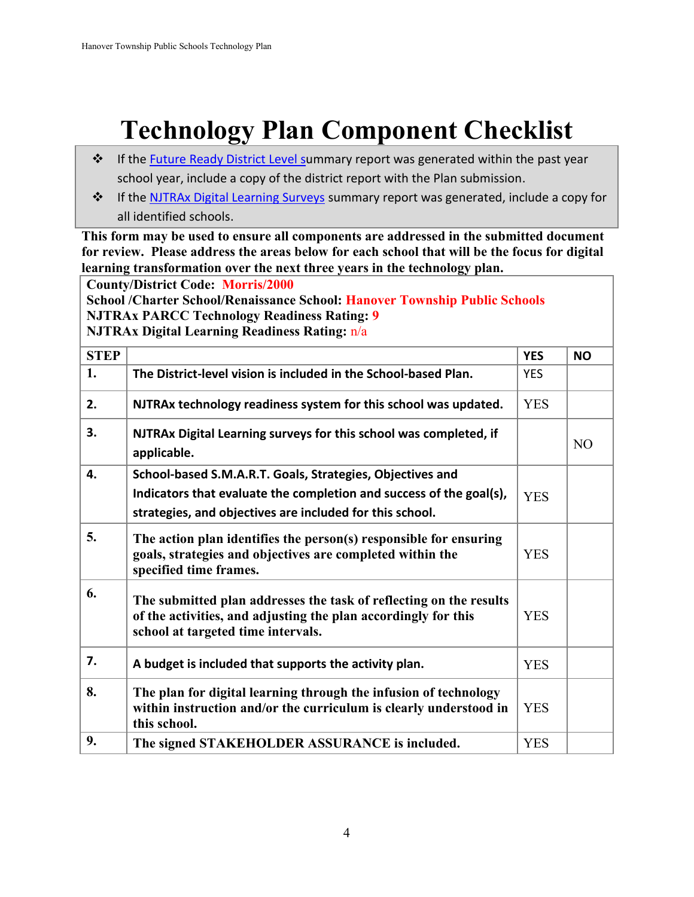# Technology Plan Component Checklist

- If the Future Ready District Level summary report was generated within the past year school year, include a copy of the district report with the Plan submission.
- If the NJTRAx Digital Learning Surveys summary report was generated, include a copy for all identified schools.

**This form may be used to ensure all components are addressed in the submitted document for review. Please address the areas below for each school that will be the focus for digital learning transformation over the next three years in the technology plan.**

**County/District Code:** Morris/2000
**School /Charter School/Renaissance School:** Hanover Township Public Schools
**NJTRAx PARCC Technology Readiness Rating:** 9
**NJTRAx Digital Learning Readiness Rating:** n/a

| STEP | | YES | NO |
|---|---|---|---|
| 1. | **The District-level vision is included in the School-based Plan.** | YES | |
| 2. | **NJTRAx technology readiness system for this school was updated.** | YES | |
| 3. | **NJTRAx Digital Learning surveys for this school was completed, if applicable.** | | NO |
| 4. | **School-based S.M.A.R.T. Goals, Strategies, Objectives and Indicators that evaluate the completion and success of the goal(s), strategies, and objectives are included for this school.** | YES | |
| 5. | **The action plan identifies the person(s) responsible for ensuring goals, strategies and objectives are completed within the specified time frames.** | YES | |
| 6. | **The submitted plan addresses the task of reflecting on the results of the activities, and adjusting the plan accordingly for this school at targeted time intervals.** | YES | |
| 7. | **A budget is included that supports the activity plan.** | YES | |
| 8. | **The plan for digital learning through the infusion of technology within instruction and/or the curriculum is clearly understood in this school.** | YES | |
| 9. | **The signed STAKEHOLDER ASSURANCE is included.** | YES | |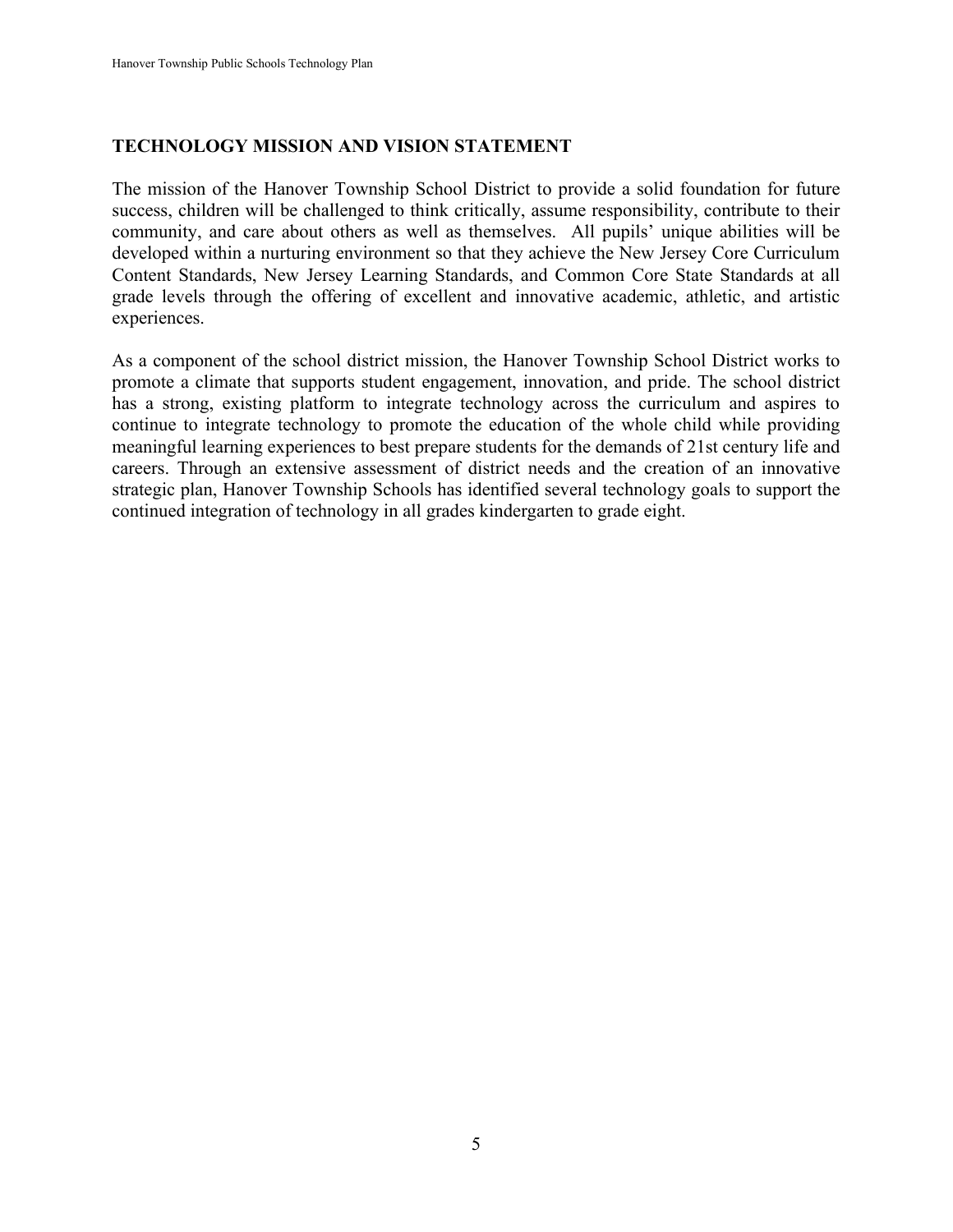## TECHNOLOGY MISSION AND VISION STATEMENT

The mission of the Hanover Township School District to provide a solid foundation for future success, children will be challenged to think critically, assume responsibility, contribute to their community, and care about others as well as themselves. All pupils' unique abilities will be developed within a nurturing environment so that they achieve the New Jersey Core Curriculum Content Standards, New Jersey Learning Standards, and Common Core State Standards at all grade levels through the offering of excellent and innovative academic, athletic, and artistic experiences.

As a component of the school district mission, the Hanover Township School District works to promote a climate that supports student engagement, innovation, and pride. The school district has a strong, existing platform to integrate technology across the curriculum and aspires to continue to integrate technology to promote the education of the whole child while providing meaningful learning experiences to best prepare students for the demands of 21st century life and careers. Through an extensive assessment of district needs and the creation of an innovative strategic plan, Hanover Township Schools has identified several technology goals to support the continued integration of technology in all grades kindergarten to grade eight.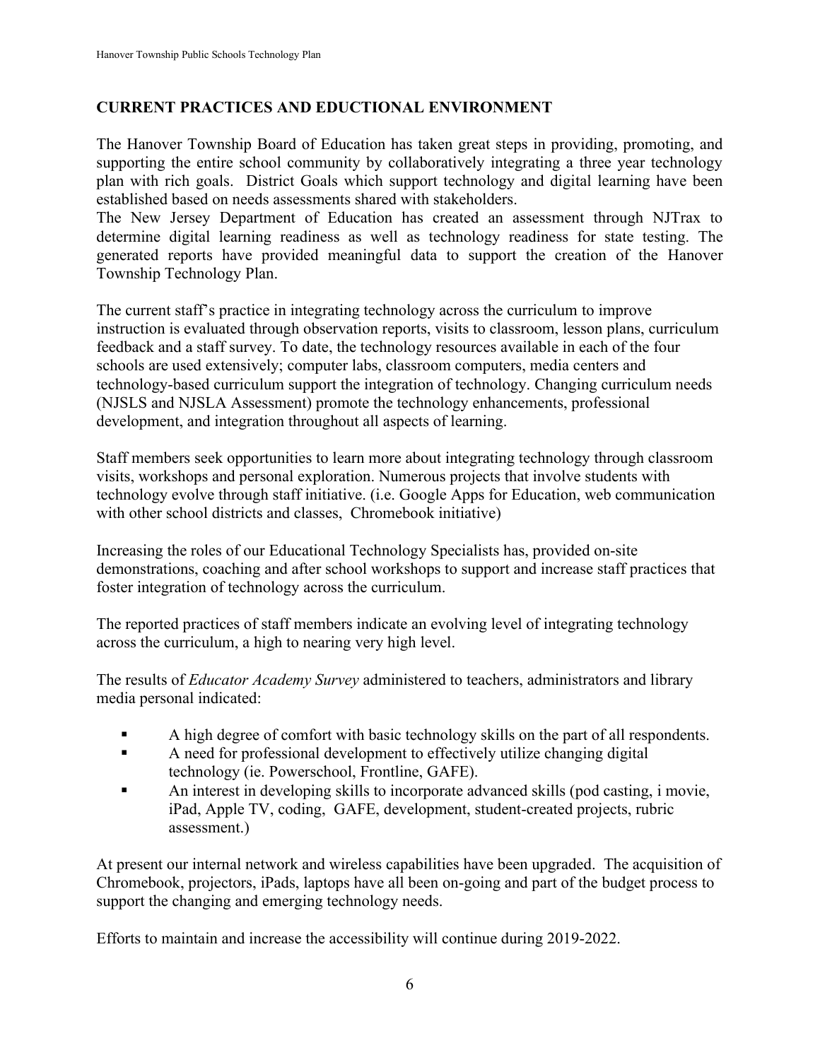## CURRENT PRACTICES AND EDUCTIONAL ENVIRONMENT

The Hanover Township Board of Education has taken great steps in providing, promoting, and supporting the entire school community by collaboratively integrating a three year technology plan with rich goals. District Goals which support technology and digital learning have been established based on needs assessments shared with stakeholders.
The New Jersey Department of Education has created an assessment through NJTrax to determine digital learning readiness as well as technology readiness for state testing. The generated reports have provided meaningful data to support the creation of the Hanover Township Technology Plan.

The current staff's practice in integrating technology across the curriculum to improve instruction is evaluated through observation reports, visits to classroom, lesson plans, curriculum feedback and a staff survey. To date, the technology resources available in each of the four schools are used extensively; computer labs, classroom computers, media centers and technology-based curriculum support the integration of technology. Changing curriculum needs (NJSLS and NJSLA Assessment) promote the technology enhancements, professional development, and integration throughout all aspects of learning.

Staff members seek opportunities to learn more about integrating technology through classroom visits, workshops and personal exploration. Numerous projects that involve students with technology evolve through staff initiative. (i.e. Google Apps for Education, web communication with other school districts and classes, Chromebook initiative)

Increasing the roles of our Educational Technology Specialists has, provided on-site demonstrations, coaching and after school workshops to support and increase staff practices that foster integration of technology across the curriculum.

The reported practices of staff members indicate an evolving level of integrating technology across the curriculum, a high to nearing very high level.

The results of *Educator Academy Survey* administered to teachers, administrators and library media personal indicated:

- A high degree of comfort with basic technology skills on the part of all respondents.
- A need for professional development to effectively utilize changing digital technology (ie. Powerschool, Frontline, GAFE).
- An interest in developing skills to incorporate advanced skills (pod casting, i movie, iPad, Apple TV, coding, GAFE, development, student-created projects, rubric assessment.)

At present our internal network and wireless capabilities have been upgraded. The acquisition of Chromebook, projectors, iPads, laptops have all been on-going and part of the budget process to support the changing and emerging technology needs.

Efforts to maintain and increase the accessibility will continue during 2019-2022.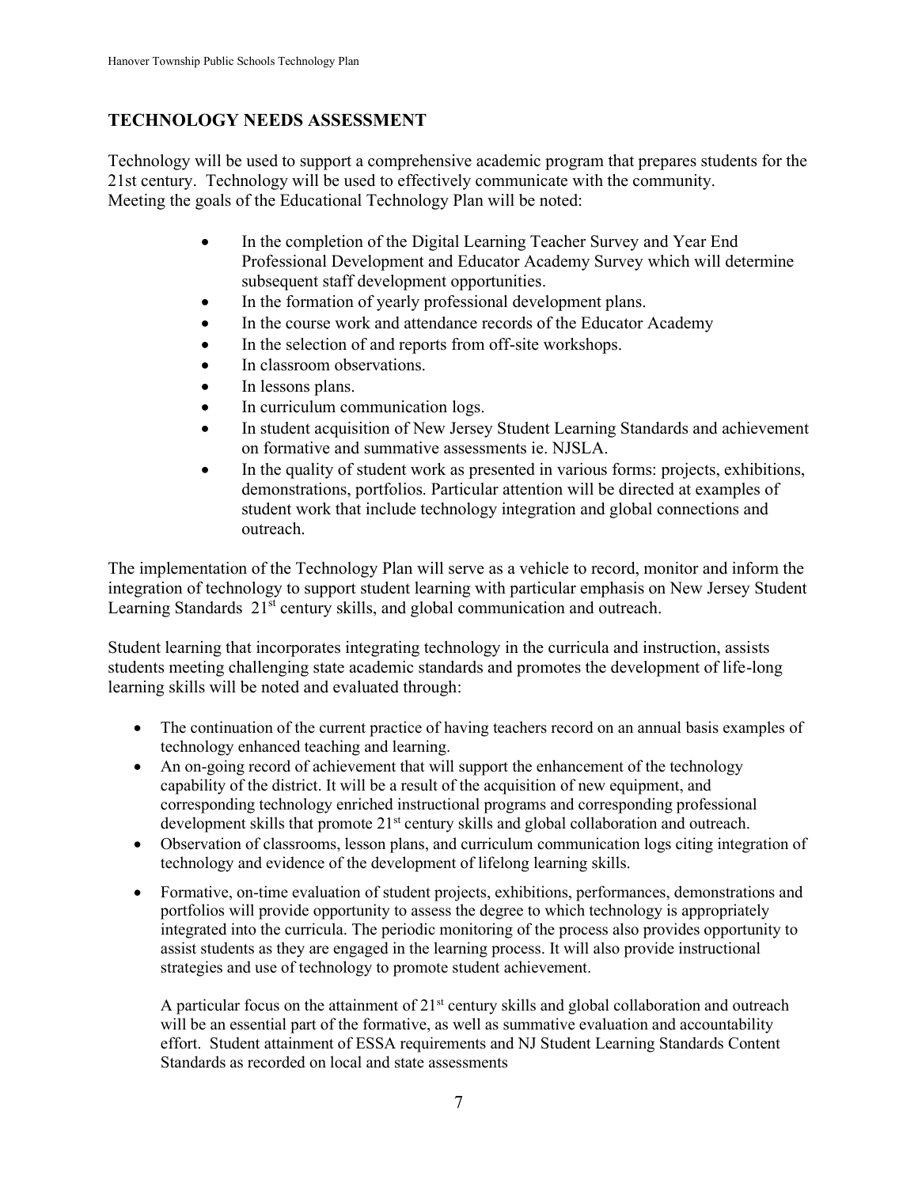## TECHNOLOGY NEEDS ASSESSMENT

Technology will be used to support a comprehensive academic program that prepares students for the 21st century. Technology will be used to effectively communicate with the community. Meeting the goals of the Educational Technology Plan will be noted:

- In the completion of the Digital Learning Teacher Survey and Year End Professional Development and Educator Academy Survey which will determine subsequent staff development opportunities.
- In the formation of yearly professional development plans.
- In the course work and attendance records of the Educator Academy
- In the selection of and reports from off-site workshops.
- In classroom observations.
- In lessons plans.
- In curriculum communication logs.
- In student acquisition of New Jersey Student Learning Standards and achievement on formative and summative assessments ie. NJSLA.
- In the quality of student work as presented in various forms: projects, exhibitions, demonstrations, portfolios. Particular attention will be directed at examples of student work that include technology integration and global connections and outreach.

The implementation of the Technology Plan will serve as a vehicle to record, monitor and inform the integration of technology to support student learning with particular emphasis on New Jersey Student Learning Standards 21st century skills, and global communication and outreach.

Student learning that incorporates integrating technology in the curricula and instruction, assists students meeting challenging state academic standards and promotes the development of life-long learning skills will be noted and evaluated through:

- The continuation of the current practice of having teachers record on an annual basis examples of technology enhanced teaching and learning.
- An on-going record of achievement that will support the enhancement of the technology capability of the district. It will be a result of the acquisition of new equipment, and corresponding technology enriched instructional programs and corresponding professional development skills that promote 21st century skills and global collaboration and outreach.
- Observation of classrooms, lesson plans, and curriculum communication logs citing integration of technology and evidence of the development of lifelong learning skills.
- Formative, on-time evaluation of student projects, exhibitions, performances, demonstrations and portfolios will provide opportunity to assess the degree to which technology is appropriately integrated into the curricula. The periodic monitoring of the process also provides opportunity to assist students as they are engaged in the learning process. It will also provide instructional strategies and use of technology to promote student achievement.

  A particular focus on the attainment of 21st century skills and global collaboration and outreach will be an essential part of the formative, as well as summative evaluation and accountability effort. Student attainment of ESSA requirements and NJ Student Learning Standards Content Standards as recorded on local and state assessments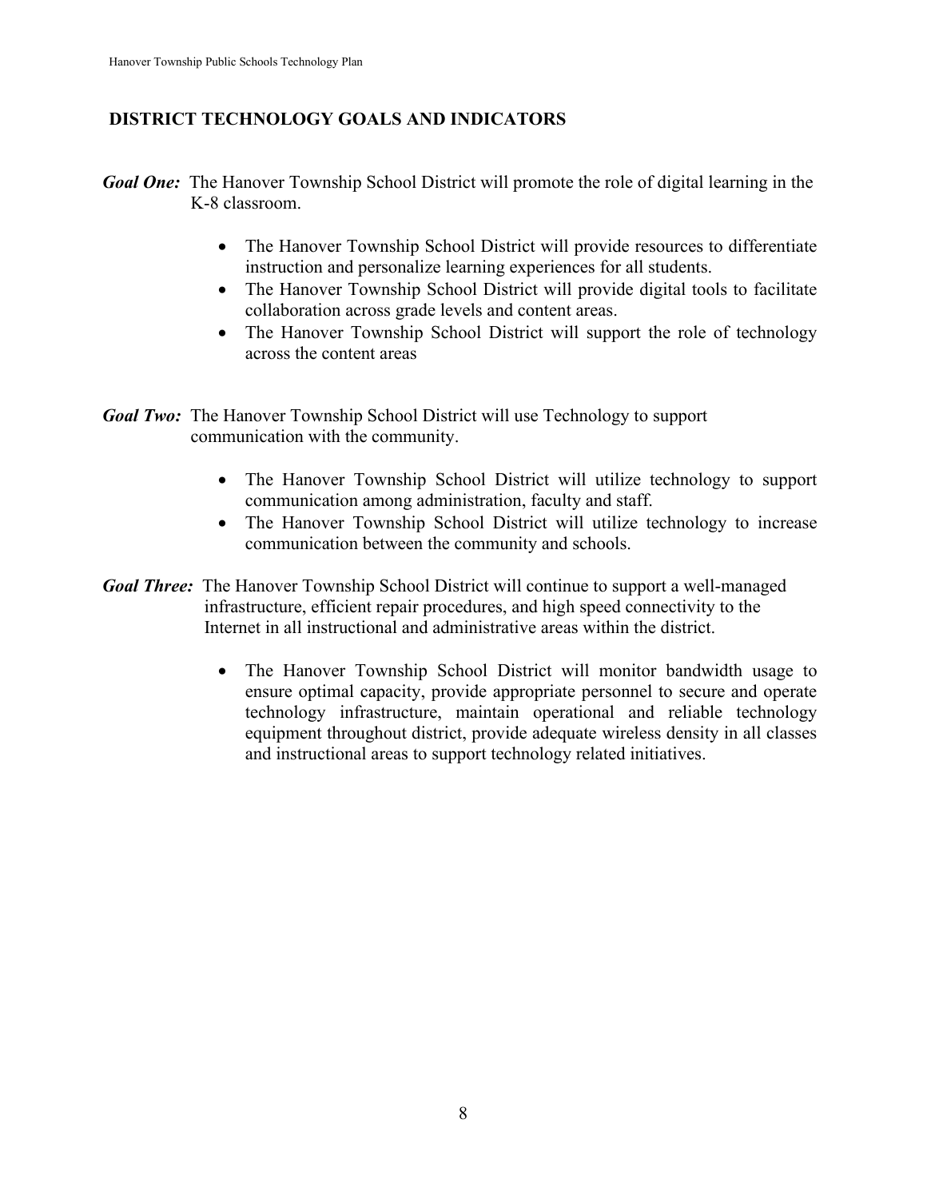## DISTRICT TECHNOLOGY GOALS AND INDICATORS

***Goal One:*** The Hanover Township School District will promote the role of digital learning in the K-8 classroom.

- The Hanover Township School District will provide resources to differentiate instruction and personalize learning experiences for all students.
- The Hanover Township School District will provide digital tools to facilitate collaboration across grade levels and content areas.
- The Hanover Township School District will support the role of technology across the content areas

***Goal Two:*** The Hanover Township School District will use Technology to support communication with the community.

- The Hanover Township School District will utilize technology to support communication among administration, faculty and staff.
- The Hanover Township School District will utilize technology to increase communication between the community and schools.

***Goal Three:*** The Hanover Township School District will continue to support a well-managed infrastructure, efficient repair procedures, and high speed connectivity to the Internet in all instructional and administrative areas within the district.

- The Hanover Township School District will monitor bandwidth usage to ensure optimal capacity, provide appropriate personnel to secure and operate technology infrastructure, maintain operational and reliable technology equipment throughout district, provide adequate wireless density in all classes and instructional areas to support technology related initiatives.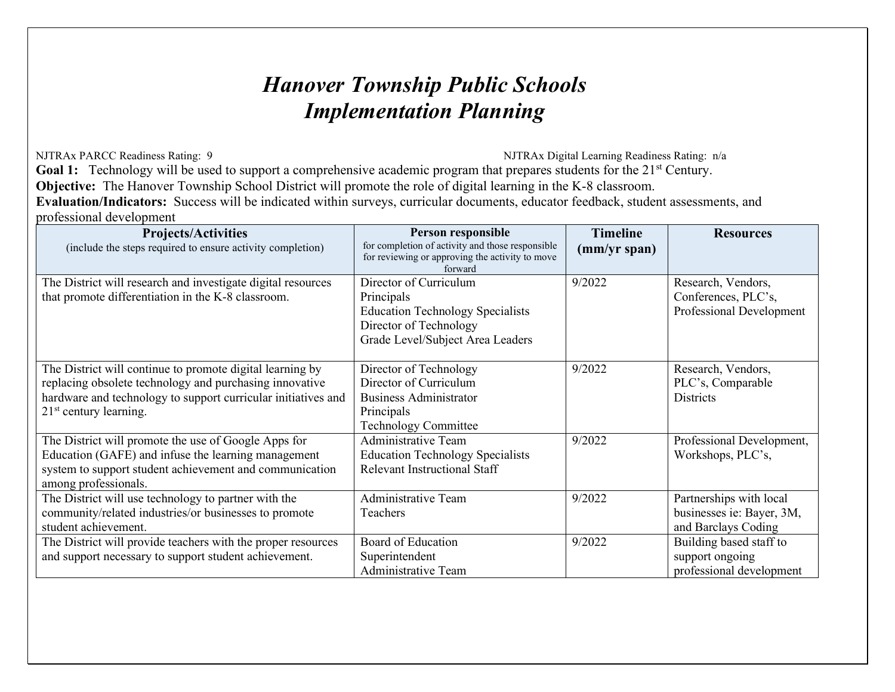# *Hanover Township Public Schools*
# *Implementation Planning*

NJTRAx PARCC Readiness Rating: 9 NJTRAx Digital Learning Readiness Rating: n/a

**Goal 1:** Technology will be used to support a comprehensive academic program that prepares students for the 21st Century.

**Objective:** The Hanover Township School District will promote the role of digital learning in the K-8 classroom.

**Evaluation/Indicators:** Success will be indicated within surveys, curricular documents, educator feedback, student assessments, and professional development

| **Projects/Activities** (include the steps required to ensure activity completion) | **Person responsible** for completion of activity and those responsible for reviewing or approving the activity to move forward | **Timeline (mm/yr span)** | **Resources** |
|---|---|---|---|
| The District will research and investigate digital resources that promote differentiation in the K-8 classroom. | Director of Curriculum<br>Principals<br>Education Technology Specialists<br>Director of Technology<br>Grade Level/Subject Area Leaders | 9/2022 | Research, Vendors, Conferences, PLC's, Professional Development |
| The District will continue to promote digital learning by replacing obsolete technology and purchasing innovative hardware and technology to support curricular initiatives and 21st century learning. | Director of Technology<br>Director of Curriculum<br>Business Administrator<br>Principals<br>Technology Committee | 9/2022 | Research, Vendors, PLC's, Comparable Districts |
| The District will promote the use of Google Apps for Education (GAFE) and infuse the learning management system to support student achievement and communication among professionals. | Administrative Team<br>Education Technology Specialists<br>Relevant Instructional Staff | 9/2022 | Professional Development, Workshops, PLC's, |
| The District will use technology to partner with the community/related industries/or businesses to promote student achievement. | Administrative Team<br>Teachers | 9/2022 | Partnerships with local businesses ie: Bayer, 3M, and Barclays Coding |
| The District will provide teachers with the proper resources and support necessary to support student achievement. | Board of Education<br>Superintendent<br>Administrative Team | 9/2022 | Building based staff to support ongoing professional development |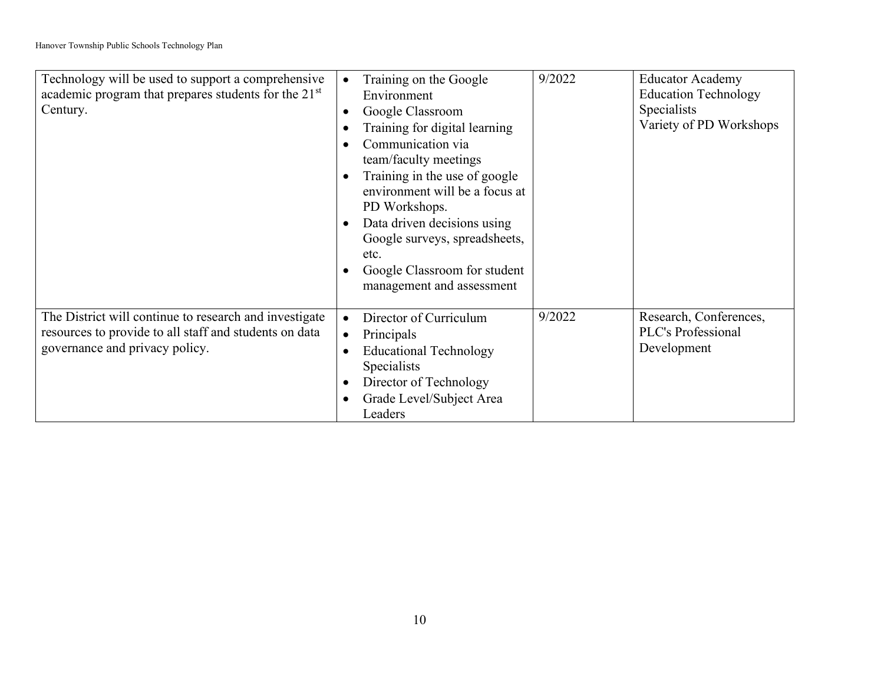| | | | |
|---|---|---|---|
| Technology will be used to support a comprehensive academic program that prepares students for the 21st Century. | • Training on the Google Environment<br>• Google Classroom<br>• Training for digital learning<br>• Communication via team/faculty meetings<br>• Training in the use of google environment will be a focus at PD Workshops.<br>• Data driven decisions using Google surveys, spreadsheets, etc.<br>• Google Classroom for student management and assessment | 9/2022 | Educator Academy<br>Education Technology Specialists<br>Variety of PD Workshops |
| The District will continue to research and investigate resources to provide to all staff and students on data governance and privacy policy. | • Director of Curriculum<br>• Principals<br>• Educational Technology Specialists<br>• Director of Technology<br>• Grade Level/Subject Area Leaders | 9/2022 | Research, Conferences, PLC's Professional Development |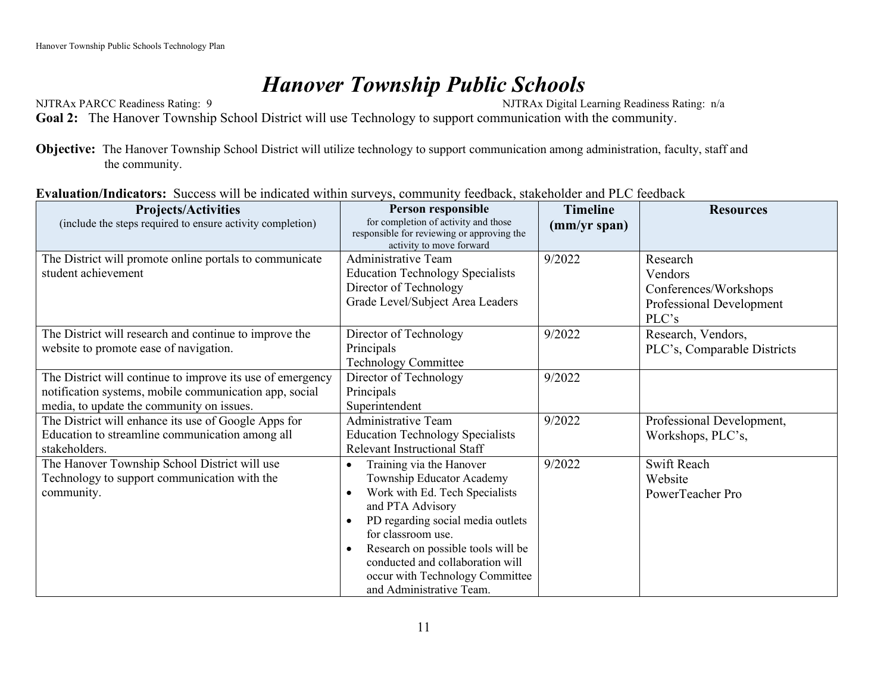# *Hanover Township Public Schools*

NJTRAx PARCC Readiness Rating: 9 NJTRAx Digital Learning Readiness Rating: n/a

**Goal 2:** The Hanover Township School District will use Technology to support communication with the community.

**Objective:** The Hanover Township School District will utilize technology to support communication among administration, faculty, staff and the community.

**Evaluation/Indicators:** Success will be indicated within surveys, community feedback, stakeholder and PLC feedback

| **Projects/Activities** (include the steps required to ensure activity completion) | **Person responsible** for completion of activity and those responsible for reviewing or approving the activity to move forward | **Timeline (mm/yr span)** | **Resources** |
|---|---|---|---|
| The District will promote online portals to communicate student achievement | Administrative Team<br>Education Technology Specialists<br>Director of Technology<br>Grade Level/Subject Area Leaders | 9/2022 | Research<br>Vendors<br>Conferences/Workshops<br>Professional Development<br>PLC's |
| The District will research and continue to improve the website to promote ease of navigation. | Director of Technology<br>Principals<br>Technology Committee | 9/2022 | Research, Vendors,<br>PLC's, Comparable Districts |
| The District will continue to improve its use of emergency notification systems, mobile communication app, social media, to update the community on issues. | Director of Technology<br>Principals<br>Superintendent | 9/2022 | |
| The District will enhance its use of Google Apps for Education to streamline communication among all stakeholders. | Administrative Team<br>Education Technology Specialists<br>Relevant Instructional Staff | 9/2022 | Professional Development,<br>Workshops, PLC's, |
| The Hanover Township School District will use Technology to support communication with the community. | • Training via the Hanover Township Educator Academy<br>• Work with Ed. Tech Specialists and PTA Advisory<br>• PD regarding social media outlets for classroom use.<br>• Research on possible tools will be conducted and collaboration will occur with Technology Committee and Administrative Team. | 9/2022 | Swift Reach<br>Website<br>PowerTeacher Pro |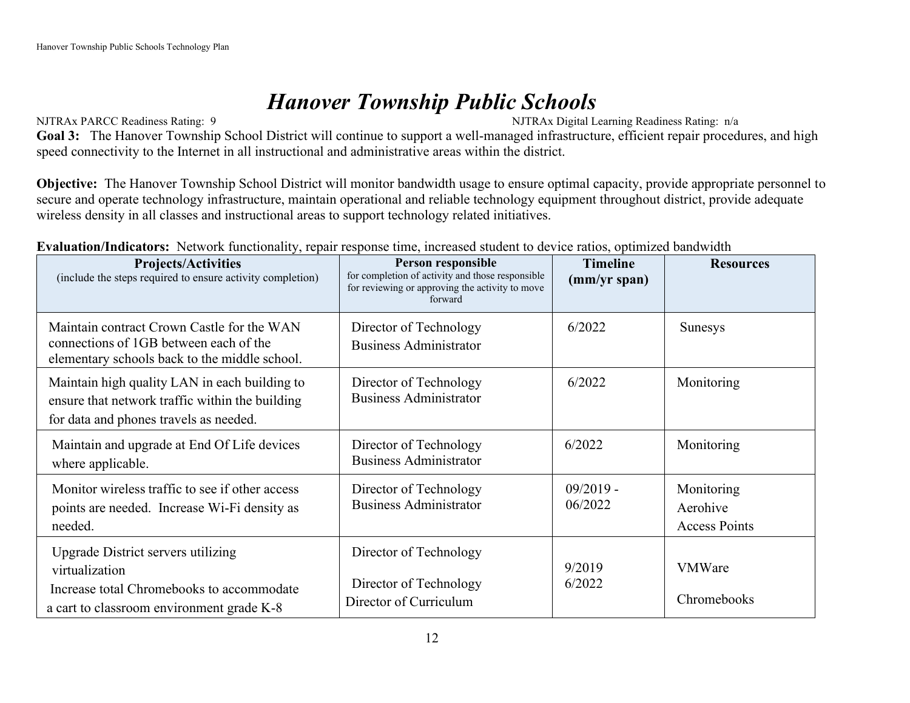# *Hanover Township Public Schools*

NJTRAx PARCC Readiness Rating: 9 NJTRAx Digital Learning Readiness Rating: n/a

**Goal 3:** The Hanover Township School District will continue to support a well-managed infrastructure, efficient repair procedures, and high speed connectivity to the Internet in all instructional and administrative areas within the district.

**Objective:** The Hanover Township School District will monitor bandwidth usage to ensure optimal capacity, provide appropriate personnel to secure and operate technology infrastructure, maintain operational and reliable technology equipment throughout district, provide adequate wireless density in all classes and instructional areas to support technology related initiatives.

**Evaluation/Indicators:** Network functionality, repair response time, increased student to device ratios, optimized bandwidth

| **Projects/Activities** (include the steps required to ensure activity completion) | **Person responsible** for completion of activity and those responsible for reviewing or approving the activity to move forward | **Timeline (mm/yr span)** | **Resources** |
|---|---|---|---|
| Maintain contract Crown Castle for the WAN connections of 1GB between each of the elementary schools back to the middle school. | Director of Technology<br>Business Administrator | 6/2022 | Sunesys |
| Maintain high quality LAN in each building to ensure that network traffic within the building for data and phones travels as needed. | Director of Technology<br>Business Administrator | 6/2022 | Monitoring |
| Maintain and upgrade at End Of Life devices where applicable. | Director of Technology<br>Business Administrator | 6/2022 | Monitoring |
| Monitor wireless traffic to see if other access points are needed. Increase Wi-Fi density as needed. | Director of Technology<br>Business Administrator | 09/2019 - 06/2022 | Monitoring<br>Aerohive<br>Access Points |
| Upgrade District servers utilizing virtualization<br>Increase total Chromebooks to accommodate a cart to classroom environment grade K-8 | Director of Technology<br><br>Director of Technology<br>Director of Curriculum | 9/2019<br>6/2022 | VMWare<br><br>Chromebooks |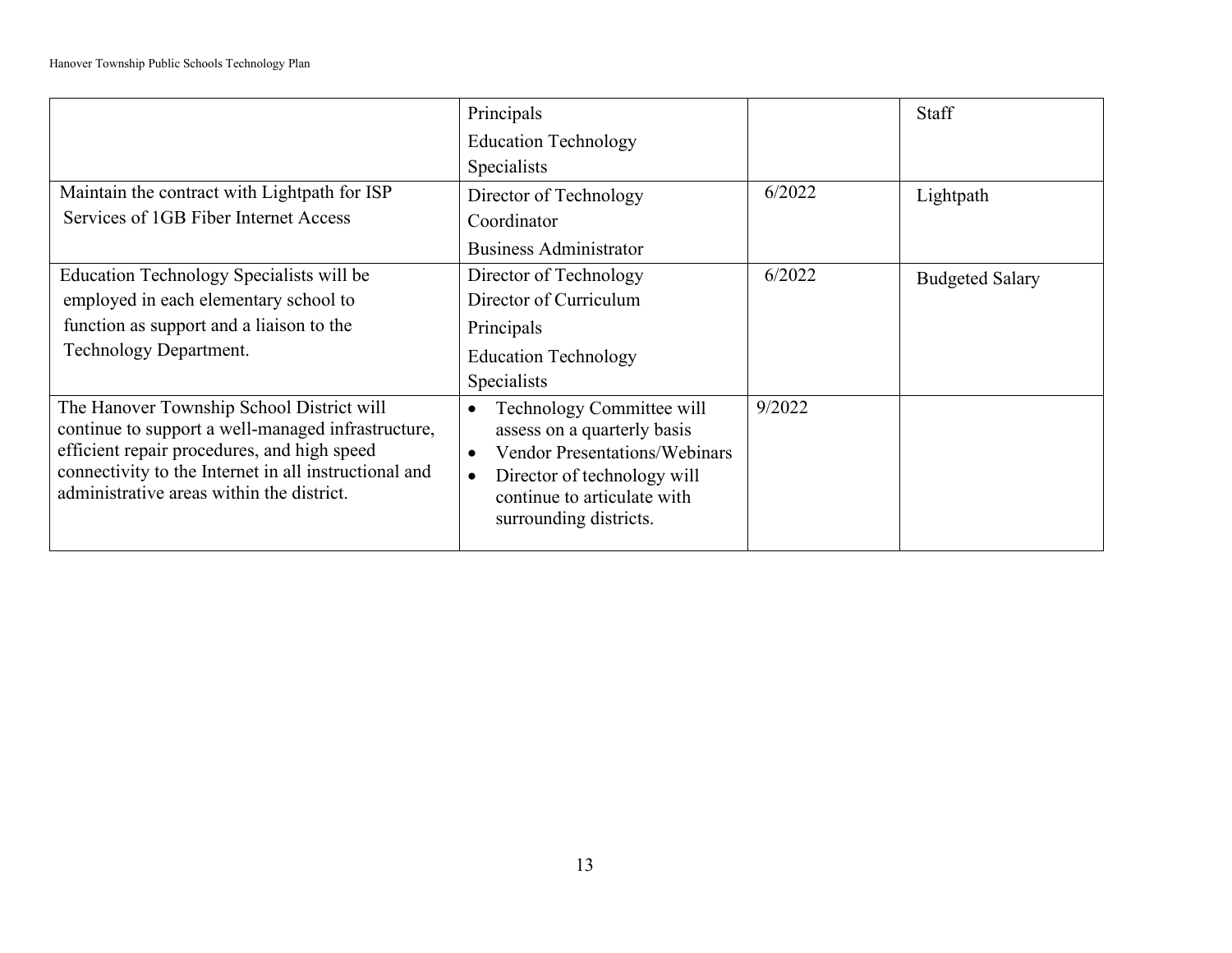| | | | |
|---|---|---|---|
| | Principals<br>Education Technology Specialists | | Staff |
| Maintain the contract with Lightpath for ISP Services of 1GB Fiber Internet Access | Director of Technology<br>Coordinator<br>Business Administrator | 6/2022 | Lightpath |
| Education Technology Specialists will be employed in each elementary school to function as support and a liaison to the Technology Department. | Director of Technology<br>Director of Curriculum<br>Principals<br>Education Technology Specialists | 6/2022 | Budgeted Salary |
| The Hanover Township School District will continue to support a well-managed infrastructure, efficient repair procedures, and high speed connectivity to the Internet in all instructional and administrative areas within the district. | • Technology Committee will assess on a quarterly basis<br>• Vendor Presentations/Webinars<br>• Director of technology will continue to articulate with surrounding districts. | 9/2022 | |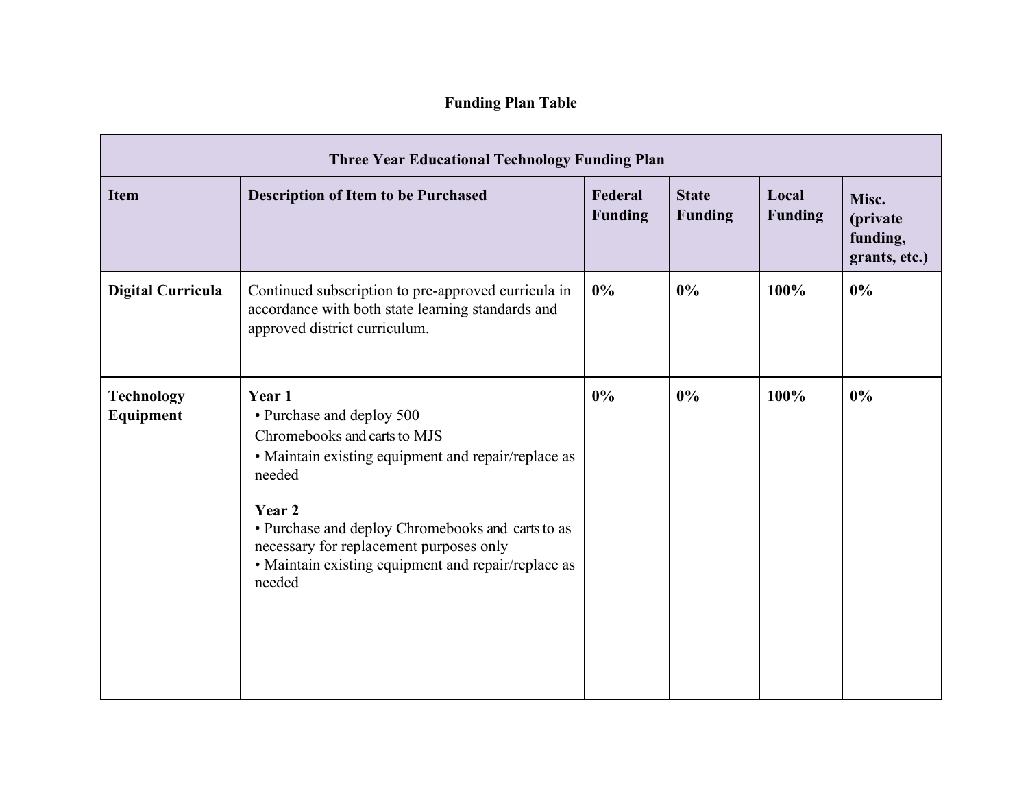**Funding Plan Table**

| Three Year Educational Technology Funding Plan | | | | | |
|---|---|---|---|---|---|
| **Item** | **Description of Item to be Purchased** | **Federal Funding** | **State Funding** | **Local Funding** | **Misc. (private funding, grants, etc.)** |
| **Digital Curricula** | Continued subscription to pre-approved curricula in accordance with both state learning standards and approved district curriculum. | **0%** | **0%** | **100%** | **0%** |
| **Technology Equipment** | **Year 1**<br>• Purchase and deploy 500 Chromebooks and carts to MJS<br>• Maintain existing equipment and repair/replace as needed<br><br>**Year 2**<br>• Purchase and deploy Chromebooks and carts to as necessary for replacement purposes only<br>• Maintain existing equipment and repair/replace as needed | **0%** | **0%** | **100%** | **0%** |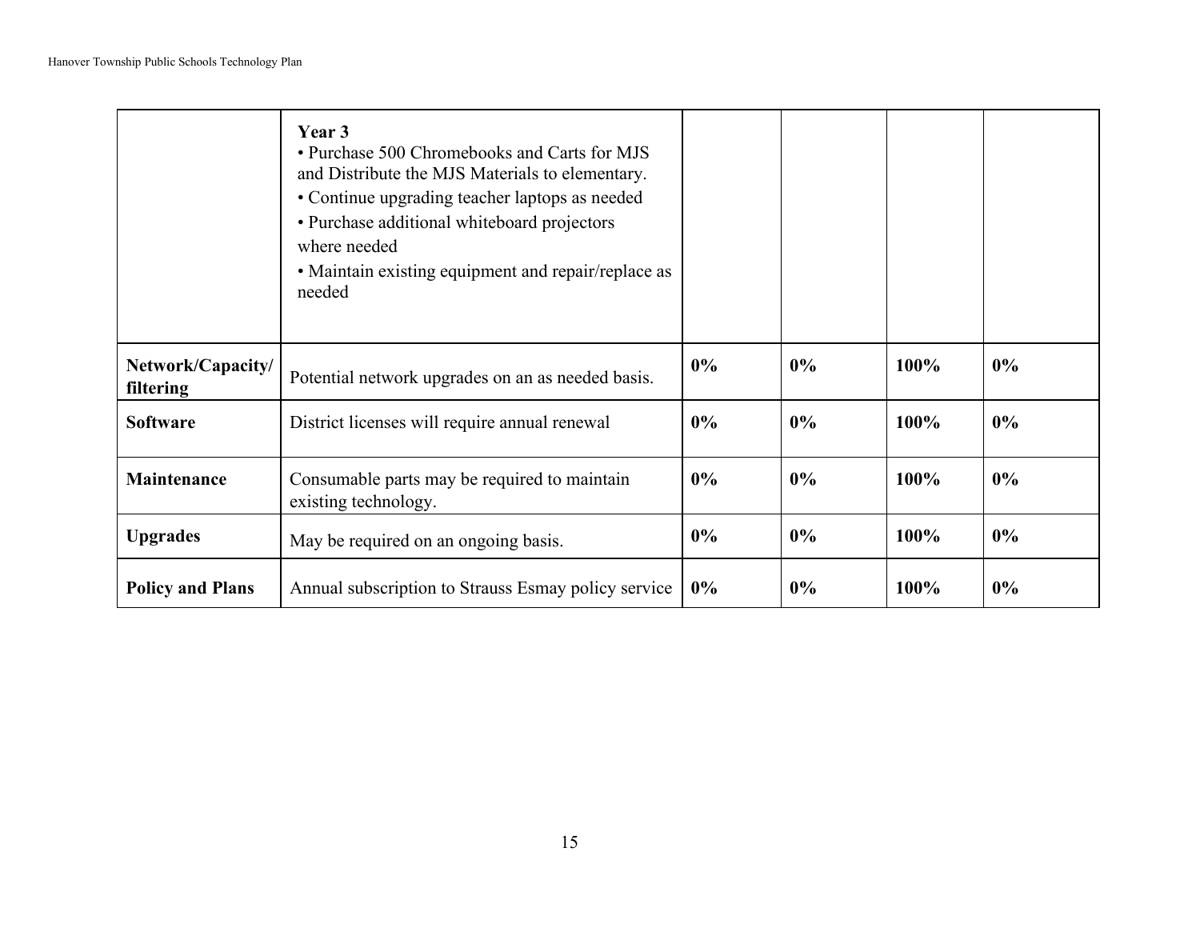| | | | | | |
|---|---|---|---|---|---|
| | **Year 3**<br>• Purchase 500 Chromebooks and Carts for MJS and Distribute the MJS Materials to elementary.<br>• Continue upgrading teacher laptops as needed<br>• Purchase additional whiteboard projectors where needed<br>• Maintain existing equipment and repair/replace as needed | | | | |
| **Network/Capacity/ filtering** | Potential network upgrades on an as needed basis. | **0%** | **0%** | **100%** | **0%** |
| **Software** | District licenses will require annual renewal | **0%** | **0%** | **100%** | **0%** |
| **Maintenance** | Consumable parts may be required to maintain existing technology. | **0%** | **0%** | **100%** | **0%** |
| **Upgrades** | May be required on an ongoing basis. | **0%** | **0%** | **100%** | **0%** |
| **Policy and Plans** | Annual subscription to Strauss Esmay policy service | **0%** | **0%** | **100%** | **0%** |